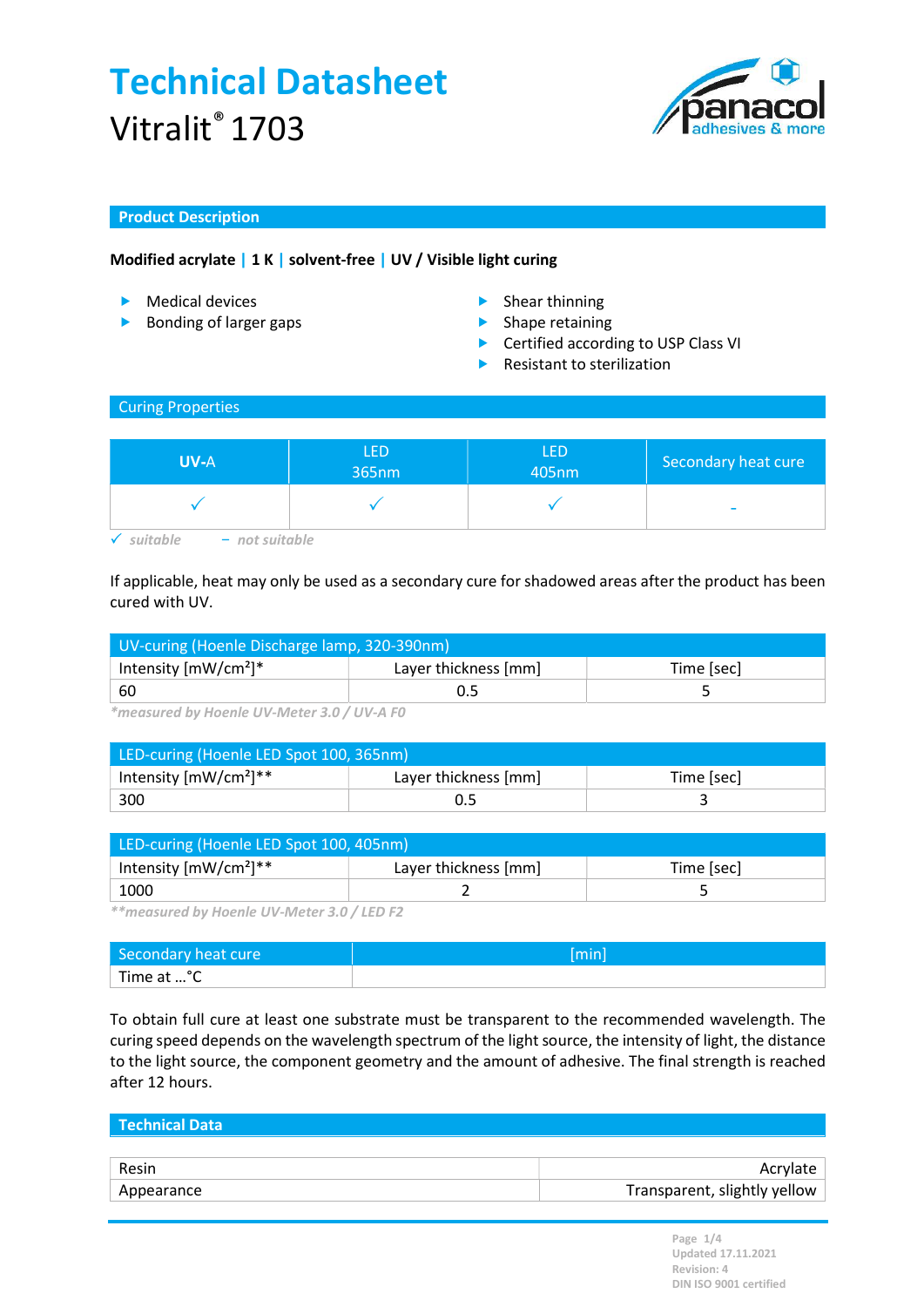# Technical Datasheet

Vitralit® 1703

## Product Description

**Modified acrylate | 1 K | solvent-free | UV / Visible light curing**

- Medical devices
- Bonding of larger gaps
- Shear thinning
- Shape retaining
- Certified according to USP Class VI
- Resistant to sterilization

## Curing Properties

| UV-A | LED 365nm | LED 405nm | Secondary heat cure |
|---|---|---|---|
| ✓ | ✓ | ✓ | - |

✓ *suitable* – *not suitable*

If applicable, heat may only be used as a secondary cure for shadowed areas after the product has been cured with UV.

| UV-curing (Hoenle Discharge lamp, 320-390nm) | | |
|---|---|---|
| Intensity [mW/cm²]* | Layer thickness [mm] | Time [sec] |
| 60 | 0.5 | 5 |

*\*measured by Hoenle UV-Meter 3.0 / UV-A F0*

| LED-curing (Hoenle LED Spot 100, 365nm) | | |
|---|---|---|
| Intensity [mW/cm²]** | Layer thickness [mm] | Time [sec] |
| 300 | 0.5 | 3 |

| LED-curing (Hoenle LED Spot 100, 405nm) | | |
|---|---|---|
| Intensity [mW/cm²]** | Layer thickness [mm] | Time [sec] |
| 1000 | 2 | 5 |

*\*\*measured by Hoenle UV-Meter 3.0 / LED F2*

| Secondary heat cure | [min] |
|---|---|
| Time at …°C | |

To obtain full cure at least one substrate must be transparent to the recommended wavelength. The curing speed depends on the wavelength spectrum of the light source, the intensity of light, the distance to the light source, the component geometry and the amount of adhesive. The final strength is reached after 12 hours.

## Technical Data

| | |
|---|---|
| Resin | Acrylate |
| Appearance | Transparent, slightly yellow |

Updated 17.11.2021
Revision: 4
DIN ISO 9001 certified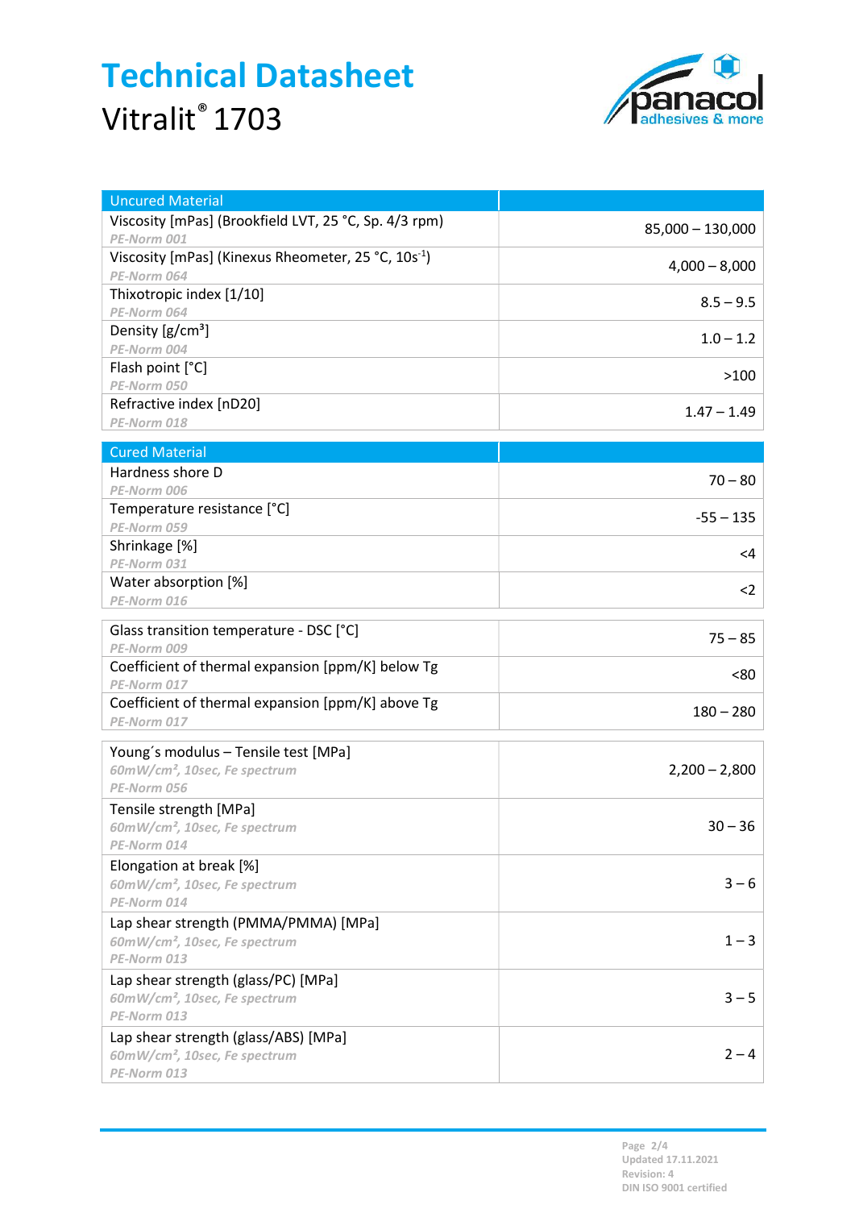# Technical Datasheet

Vitralit® 1703

| Uncured Material | |
|---|---|
| Viscosity [mPas] (Brookfield LVT, 25 °C, Sp. 4/3 rpm)<br>*PE-Norm 001* | 85,000 – 130,000 |
| Viscosity [mPas] (Kinexus Rheometer, 25 °C, $10s^{-1}$)<br>*PE-Norm 064* | 4,000 – 8,000 |
| Thixotropic index [1/10]<br>*PE-Norm 064* | 8.5 – 9.5 |
| Density [g/cm³]<br>*PE-Norm 004* | 1.0 – 1.2 |
| Flash point [°C]<br>*PE-Norm 050* | >100 |
| Refractive index [nD20]<br>*PE-Norm 018* | 1.47 – 1.49 |

| Cured Material | |
|---|---|
| Hardness shore D<br>*PE-Norm 006* | 70 – 80 |
| Temperature resistance [°C]<br>*PE-Norm 059* | -55 – 135 |
| Shrinkage [%]<br>*PE-Norm 031* | <4 |
| Water absorption [%]<br>*PE-Norm 016* | <2 |

| | |
|---|---|
| Glass transition temperature - DSC [°C]<br>*PE-Norm 009* | 75 – 85 |
| Coefficient of thermal expansion [ppm/K] below Tg<br>*PE-Norm 017* | <80 |
| Coefficient of thermal expansion [ppm/K] above Tg<br>*PE-Norm 017* | 180 – 280 |

| | |
|---|---|
| Young´s modulus – Tensile test [MPa]<br>*60mW/cm², 10sec, Fe spectrum*<br>*PE-Norm 056* | 2,200 – 2,800 |
| Tensile strength [MPa]<br>*60mW/cm², 10sec, Fe spectrum*<br>*PE-Norm 014* | 30 – 36 |
| Elongation at break [%]<br>*60mW/cm², 10sec, Fe spectrum*<br>*PE-Norm 014* | 3 – 6 |
| Lap shear strength (PMMA/PMMA) [MPa]<br>*60mW/cm², 10sec, Fe spectrum*<br>*PE-Norm 013* | 1 – 3 |
| Lap shear strength (glass/PC) [MPa]<br>*60mW/cm², 10sec, Fe spectrum*<br>*PE-Norm 013* | 3 – 5 |
| Lap shear strength (glass/ABS) [MPa]<br>*60mW/cm², 10sec, Fe spectrum*<br>*PE-Norm 013* | 2 – 4 |

Updated 17.11.2021
Revision: 4
DIN ISO 9001 certified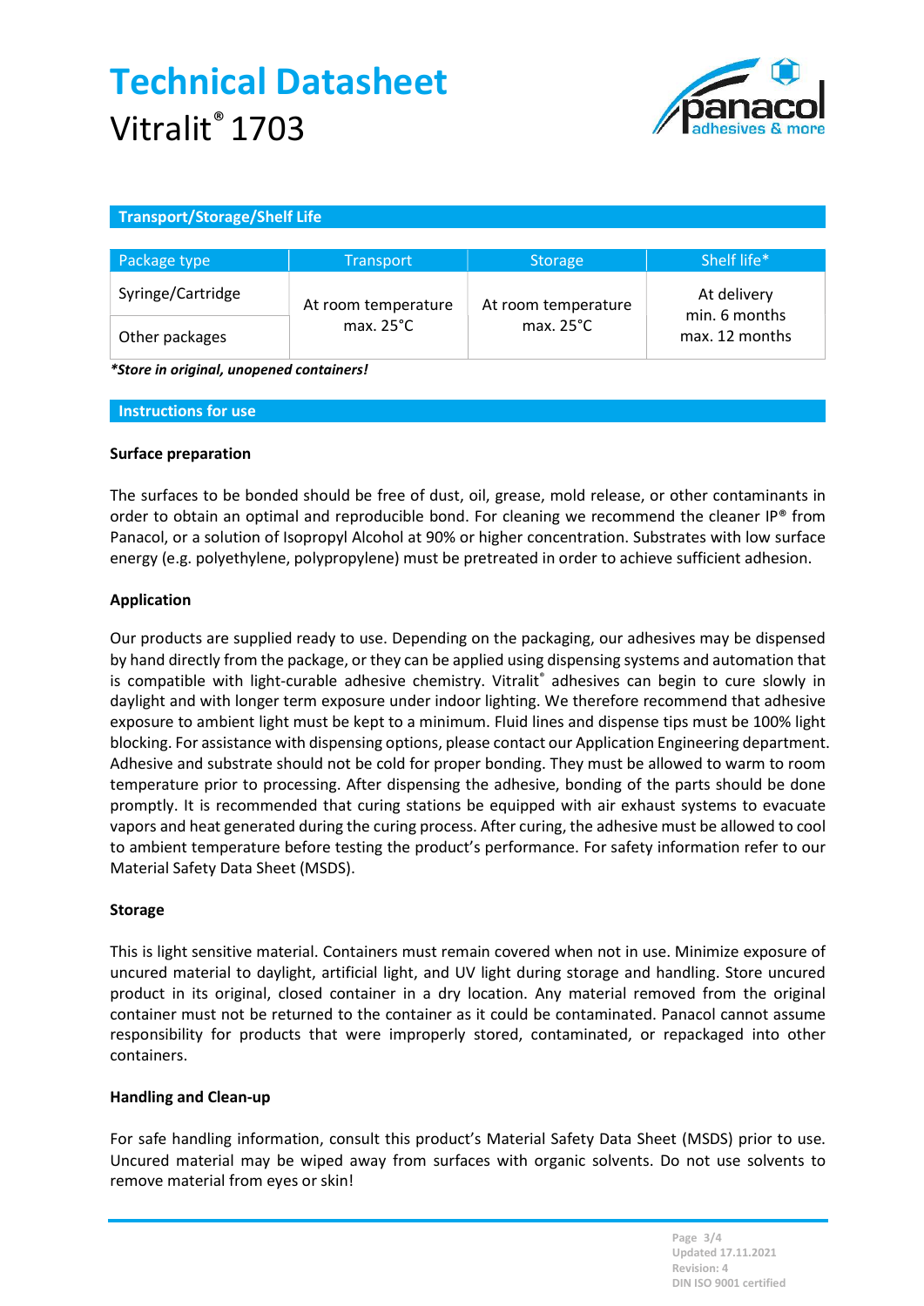# Technical Datasheet
Vitralit® 1703

## Transport/Storage/Shelf Life

| Package type | Transport | Storage | Shelf life* |
|---|---|---|---|
| Syringe/Cartridge | At room temperature max. 25°C | At room temperature max. 25°C | At delivery min. 6 months max. 12 months |
| Other packages | | | |

***Store in original, unopened containers!***

## Instructions for use

### Surface preparation

The surfaces to be bonded should be free of dust, oil, grease, mold release, or other contaminants in order to obtain an optimal and reproducible bond. For cleaning we recommend the cleaner IP® from Panacol, or a solution of Isopropyl Alcohol at 90% or higher concentration. Substrates with low surface energy (e.g. polyethylene, polypropylene) must be pretreated in order to achieve sufficient adhesion.

### Application

Our products are supplied ready to use. Depending on the packaging, our adhesives may be dispensed by hand directly from the package, or they can be applied using dispensing systems and automation that is compatible with light-curable adhesive chemistry. Vitralit® adhesives can begin to cure slowly in daylight and with longer term exposure under indoor lighting. We therefore recommend that adhesive exposure to ambient light must be kept to a minimum. Fluid lines and dispense tips must be 100% light blocking. For assistance with dispensing options, please contact our Application Engineering department. Adhesive and substrate should not be cold for proper bonding. They must be allowed to warm to room temperature prior to processing. After dispensing the adhesive, bonding of the parts should be done promptly. It is recommended that curing stations be equipped with air exhaust systems to evacuate vapors and heat generated during the curing process. After curing, the adhesive must be allowed to cool to ambient temperature before testing the product's performance. For safety information refer to our Material Safety Data Sheet (MSDS).

### Storage

This is light sensitive material. Containers must remain covered when not in use. Minimize exposure of uncured material to daylight, artificial light, and UV light during storage and handling. Store uncured product in its original, closed container in a dry location. Any material removed from the original container must not be returned to the container as it could be contaminated. Panacol cannot assume responsibility for products that were improperly stored, contaminated, or repackaged into other containers.

### Handling and Clean-up

For safe handling information, consult this product's Material Safety Data Sheet (MSDS) prior to use. Uncured material may be wiped away from surfaces with organic solvents. Do not use solvents to remove material from eyes or skin!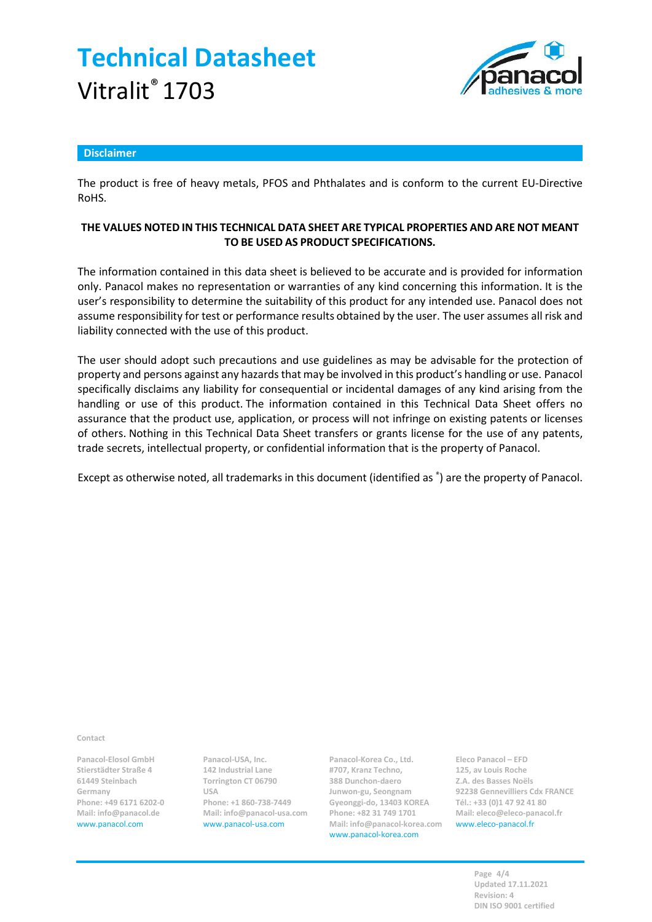## Disclaimer

The product is free of heavy metals, PFOS and Phthalates and is conform to the current EU-Directive RoHS.

**THE VALUES NOTED IN THIS TECHNICAL DATA SHEET ARE TYPICAL PROPERTIES AND ARE NOT MEANT TO BE USED AS PRODUCT SPECIFICATIONS.**

The information contained in this data sheet is believed to be accurate and is provided for information only. Panacol makes no representation or warranties of any kind concerning this information. It is the user's responsibility to determine the suitability of this product for any intended use. Panacol does not assume responsibility for test or performance results obtained by the user. The user assumes all risk and liability connected with the use of this product.

The user should adopt such precautions and use guidelines as may be advisable for the protection of property and persons against any hazards that may be involved in this product's handling or use. Panacol specifically disclaims any liability for consequential or incidental damages of any kind arising from the handling or use of this product. The information contained in this Technical Data Sheet offers no assurance that the product use, application, or process will not infringe on existing patents or licenses of others. Nothing in this Technical Data Sheet transfers or grants license for the use of any patents, trade secrets, intellectual property, or confidential information that is the property of Panacol.

Except as otherwise noted, all trademarks in this document (identified as ®) are the property of Panacol.

Contact

Panacol-Elosol GmbH
Stierstädter Straße 4
61449 Steinbach
Germany
Phone: +49 6171 6202-0
Mail: info@panacol.de
www.panacol.com

Panacol-USA, Inc.
142 Industrial Lane
Torrington CT 06790
USA
Phone: +1 860-738-7449
Mail: info@panacol-usa.com
www.panacol-usa.com

Panacol-Korea Co., Ltd.
#707, Kranz Techno,
388 Dunchon-daero
Junwon-gu, Seongnam
Gyeonggi-do, 13403 KOREA
Phone: +82 31 749 1701
Mail: info@panacol-korea.com
www.panacol-korea.com

Eleco Panacol – EFD
125, av Louis Roche
Z.A. des Basses Noëls
92238 Gennevilliers Cdx FRANCE
Tél.: +33 (0)1 47 92 41 80
Mail: eleco@eleco-panacol.fr
www.eleco-panacol.fr

Updated 17.11.2021
Revision: 4
DIN ISO 9001 certified